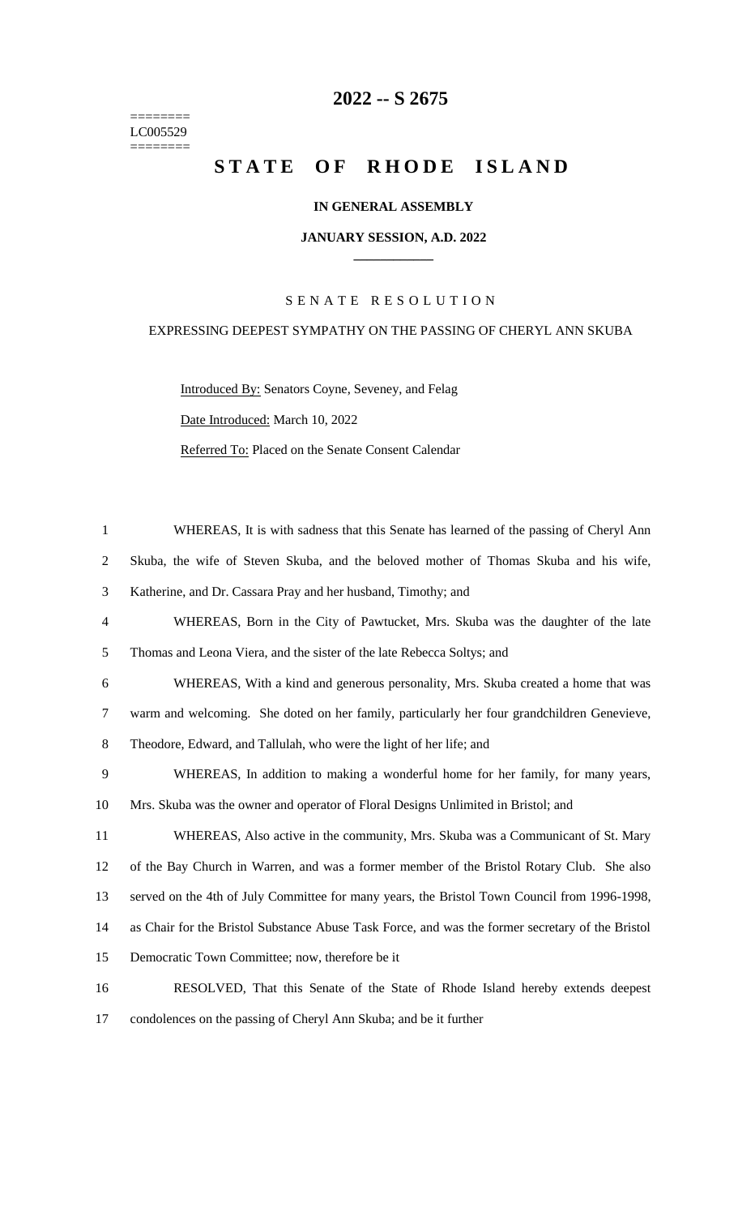========
LC005529
========

# 2022 -- S 2675

# STATE OF RHODE ISLAND

**IN GENERAL ASSEMBLY**

**JANUARY SESSION, A.D. 2022**

____________

SENATE RESOLUTION

EXPRESSING DEEPEST SYMPATHY ON THE PASSING OF CHERYL ANN SKUBA

Introduced By: Senators Coyne, Seveney, and Felag

Date Introduced: March 10, 2022

Referred To: Placed on the Senate Consent Calendar

1 WHEREAS, It is with sadness that this Senate has learned of the passing of Cheryl Ann
2 Skuba, the wife of Steven Skuba, and the beloved mother of Thomas Skuba and his wife,
3 Katherine, and Dr. Cassara Pray and her husband, Timothy; and
4 WHEREAS, Born in the City of Pawtucket, Mrs. Skuba was the daughter of the late
5 Thomas and Leona Viera, and the sister of the late Rebecca Soltys; and
6 WHEREAS, With a kind and generous personality, Mrs. Skuba created a home that was
7 warm and welcoming. She doted on her family, particularly her four grandchildren Genevieve,
8 Theodore, Edward, and Tallulah, who were the light of her life; and
9 WHEREAS, In addition to making a wonderful home for her family, for many years,
10 Mrs. Skuba was the owner and operator of Floral Designs Unlimited in Bristol; and
11 WHEREAS, Also active in the community, Mrs. Skuba was a Communicant of St. Mary
12 of the Bay Church in Warren, and was a former member of the Bristol Rotary Club. She also
13 served on the 4th of July Committee for many years, the Bristol Town Council from 1996-1998,
14 as Chair for the Bristol Substance Abuse Task Force, and was the former secretary of the Bristol
15 Democratic Town Committee; now, therefore be it
16 RESOLVED, That this Senate of the State of Rhode Island hereby extends deepest
17 condolences on the passing of Cheryl Ann Skuba; and be it further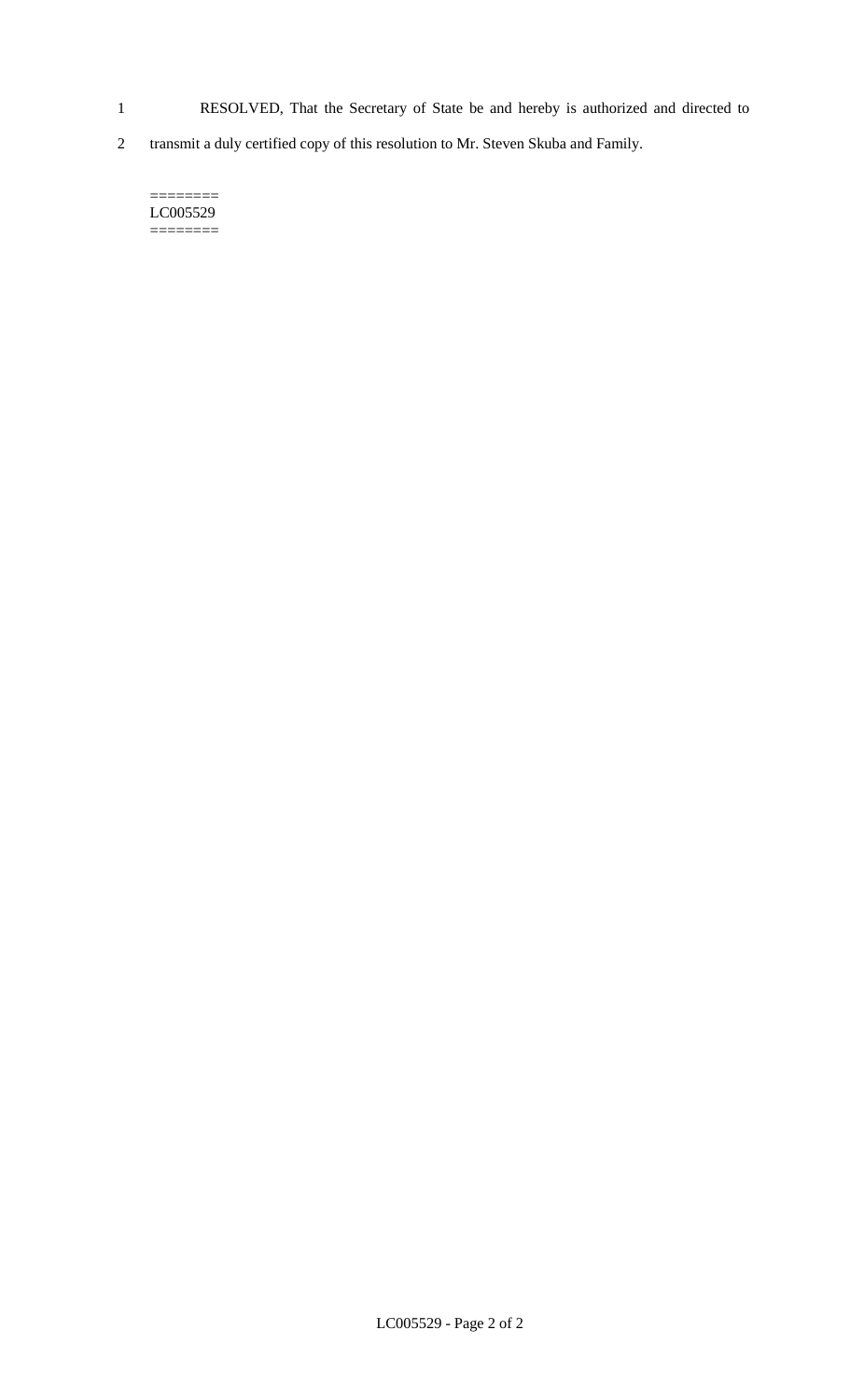RESOLVED, That the Secretary of State be and hereby is authorized and directed to transmit a duly certified copy of this resolution to Mr. Steven Skuba and Family.

========
LC005529
========